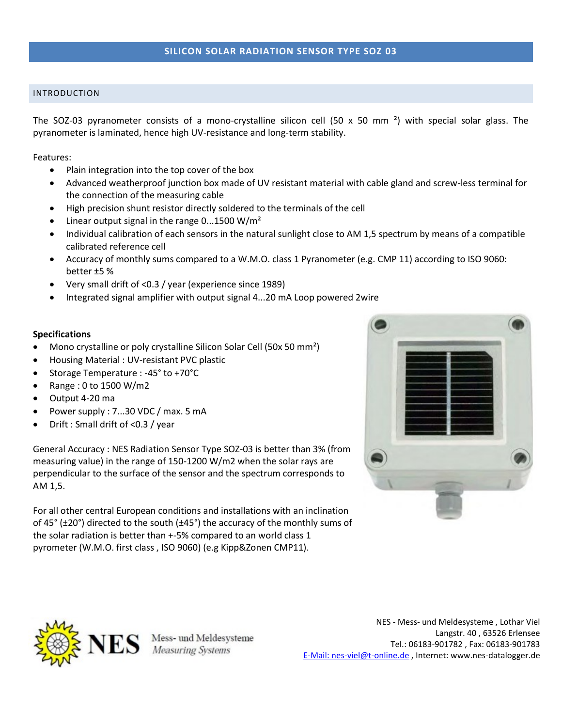# SILICON SOLAR RADIATION SENSOR TYPE SOZ 03

## INTRODUCTION

The SOZ-03 pyranometer consists of a mono-crystalline silicon cell (50 x 50 mm ²) with special solar glass. The pyranometer is laminated, hence high UV-resistance and long-term stability.

Features:

- Plain integration into the top cover of the box
- Advanced weatherproof junction box made of UV resistant material with cable gland and screw-less terminal for the connection of the measuring cable
- High precision shunt resistor directly soldered to the terminals of the cell
- Linear output signal in the range 0...1500 W/m²
- Individual calibration of each sensors in the natural sunlight close to AM 1,5 spectrum by means of a compatible calibrated reference cell
- Accuracy of monthly sums compared to a W.M.O. class 1 Pyranometer (e.g. CMP 11) according to ISO 9060: better ±5 %
- Very small drift of <0.3 / year (experience since 1989)
- Integrated signal amplifier with output signal 4...20 mA Loop powered 2wire

**Specifications**

- Mono crystalline or poly crystalline Silicon Solar Cell (50x 50 mm²)
- Housing Material : UV-resistant PVC plastic
- Storage Temperature : -45° to +70°C
- Range : 0 to 1500 W/m2
- Output 4-20 ma
- Power supply : 7...30 VDC / max. 5 mA
- Drift : Small drift of <0.3 / year

General Accuracy : NES Radiation Sensor Type SOZ-03 is better than 3% (from measuring value) in the range of 150-1200 W/m2 when the solar rays are perpendicular to the surface of the sensor and the spectrum corresponds to AM 1,5.

For all other central European conditions and installations with an inclination of 45° (±20°) directed to the south (±45°) the accuracy of the monthly sums of the solar radiation is better than +-5% compared to an world class 1 pyrometer (W.M.O. first class , ISO 9060) (e.g Kipp&Zonen CMP11).

NES Mess- und Meldesysteme Measuring Systems

NES - Mess- und Meldesysteme , Lothar Viel
Langstr. 40 , 63526 Erlensee
Tel.: 06183-901782 , Fax: 06183-901783
E-Mail: nes-viel@t-online.de , Internet: www.nes-datalogger.de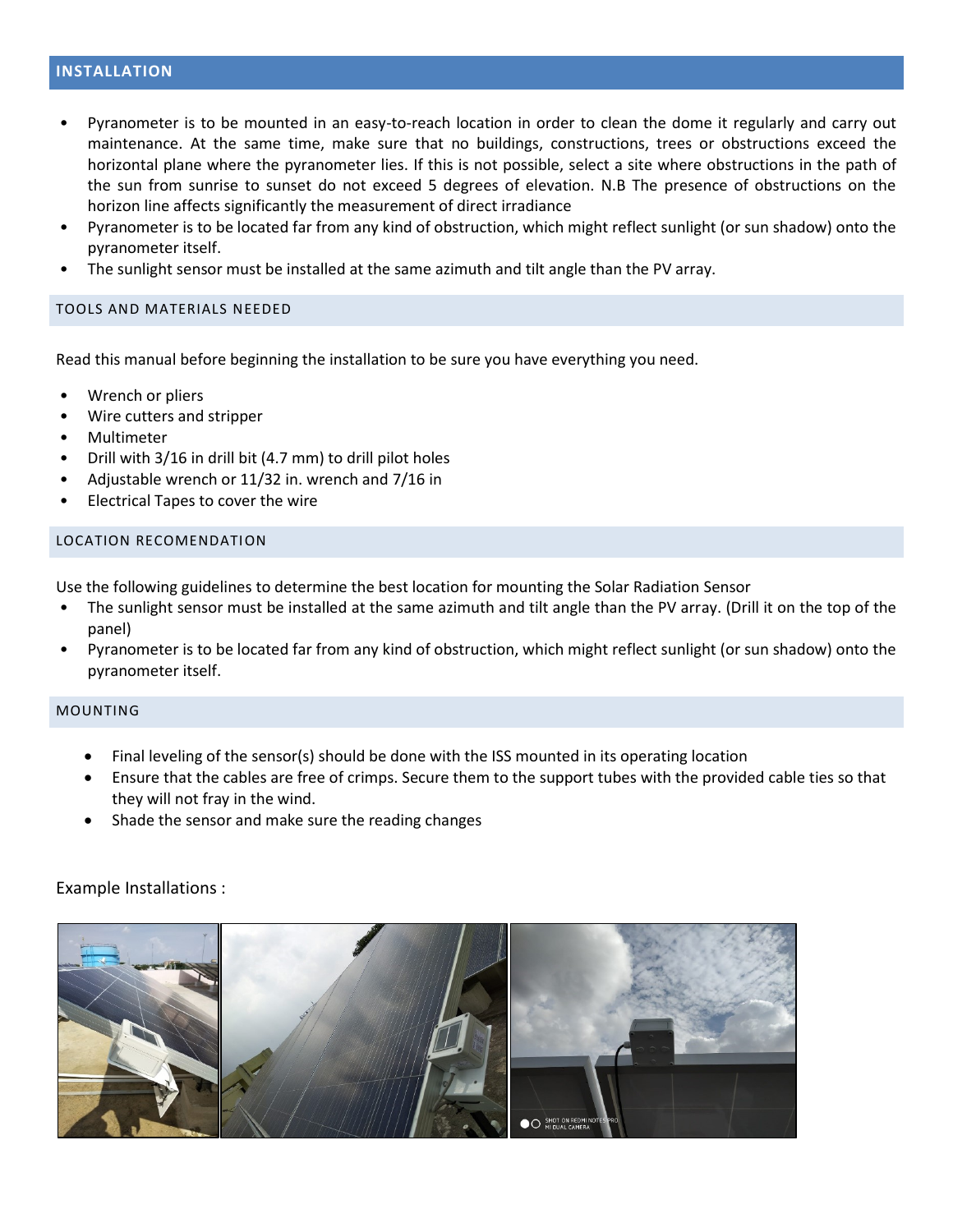## INSTALLATION

- Pyranometer is to be mounted in an easy-to-reach location in order to clean the dome it regularly and carry out maintenance. At the same time, make sure that no buildings, constructions, trees or obstructions exceed the horizontal plane where the pyranometer lies. If this is not possible, select a site where obstructions in the path of the sun from sunrise to sunset do not exceed 5 degrees of elevation. N.B The presence of obstructions on the horizon line affects significantly the measurement of direct irradiance
- Pyranometer is to be located far from any kind of obstruction, which might reflect sunlight (or sun shadow) onto the pyranometer itself.
- The sunlight sensor must be installed at the same azimuth and tilt angle than the PV array.

### TOOLS AND MATERIALS NEEDED

Read this manual before beginning the installation to be sure you have everything you need.

- Wrench or pliers
- Wire cutters and stripper
- Multimeter
- Drill with 3/16 in drill bit (4.7 mm) to drill pilot holes
- Adjustable wrench or 11/32 in. wrench and 7/16 in
- Electrical Tapes to cover the wire

### LOCATION RECOMENDATION

Use the following guidelines to determine the best location for mounting the Solar Radiation Sensor

- The sunlight sensor must be installed at the same azimuth and tilt angle than the PV array. (Drill it on the top of the panel)
- Pyranometer is to be located far from any kind of obstruction, which might reflect sunlight (or sun shadow) onto the pyranometer itself.

### MOUNTING

- Final leveling of the sensor(s) should be done with the ISS mounted in its operating location
- Ensure that the cables are free of crimps. Secure them to the support tubes with the provided cable ties so that they will not fray in the wind.
- Shade the sensor and make sure the reading changes

Example Installations :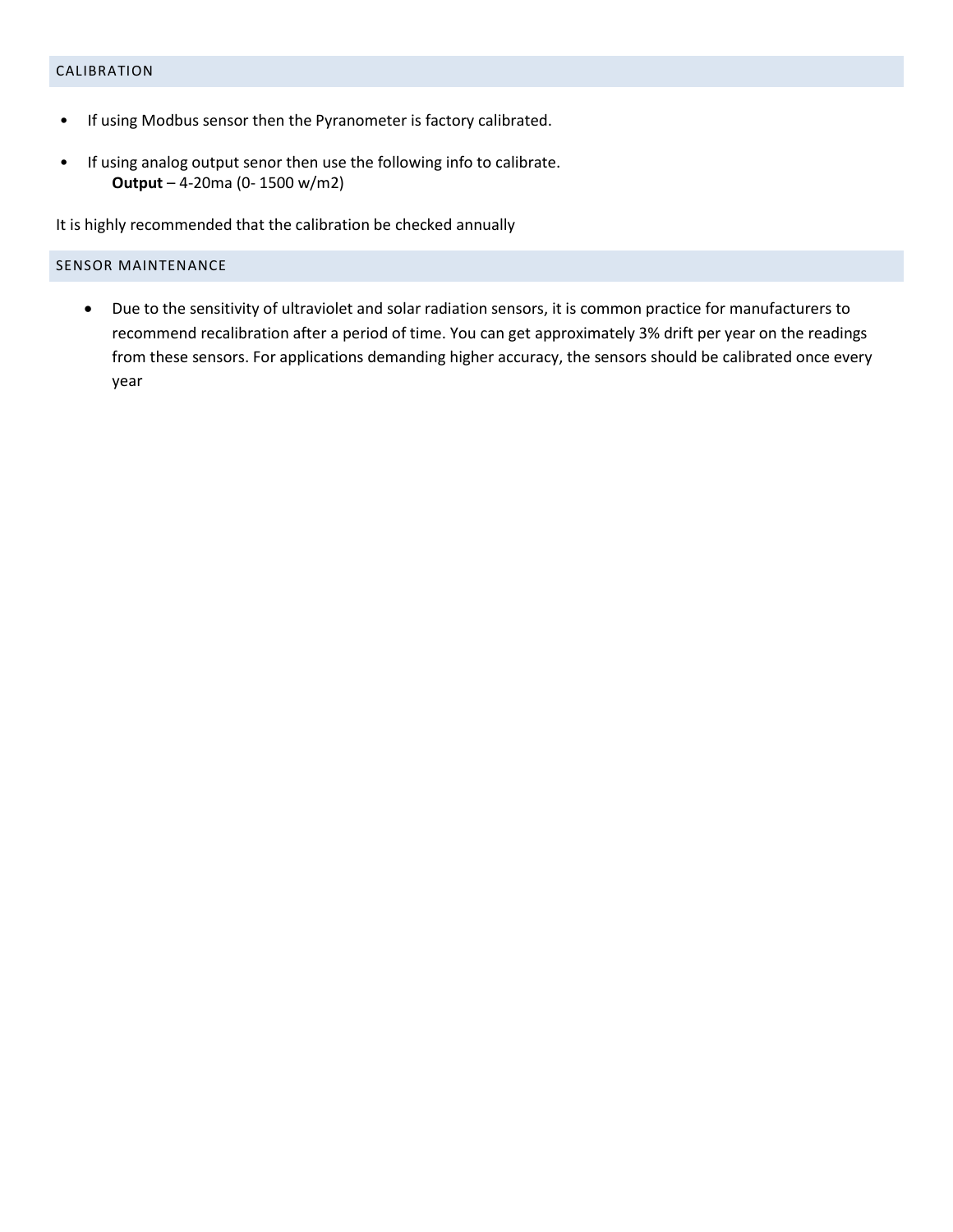## CALIBRATION

- If using Modbus sensor then the Pyranometer is factory calibrated.
- If using analog output senor then use the following info to calibrate.
  **Output** – 4-20ma (0- 1500 w/m2)

It is highly recommended that the calibration be checked annually

## SENSOR MAINTENANCE

- Due to the sensitivity of ultraviolet and solar radiation sensors, it is common practice for manufacturers to recommend recalibration after a period of time. You can get approximately 3% drift per year on the readings from these sensors. For applications demanding higher accuracy, the sensors should be calibrated once every year